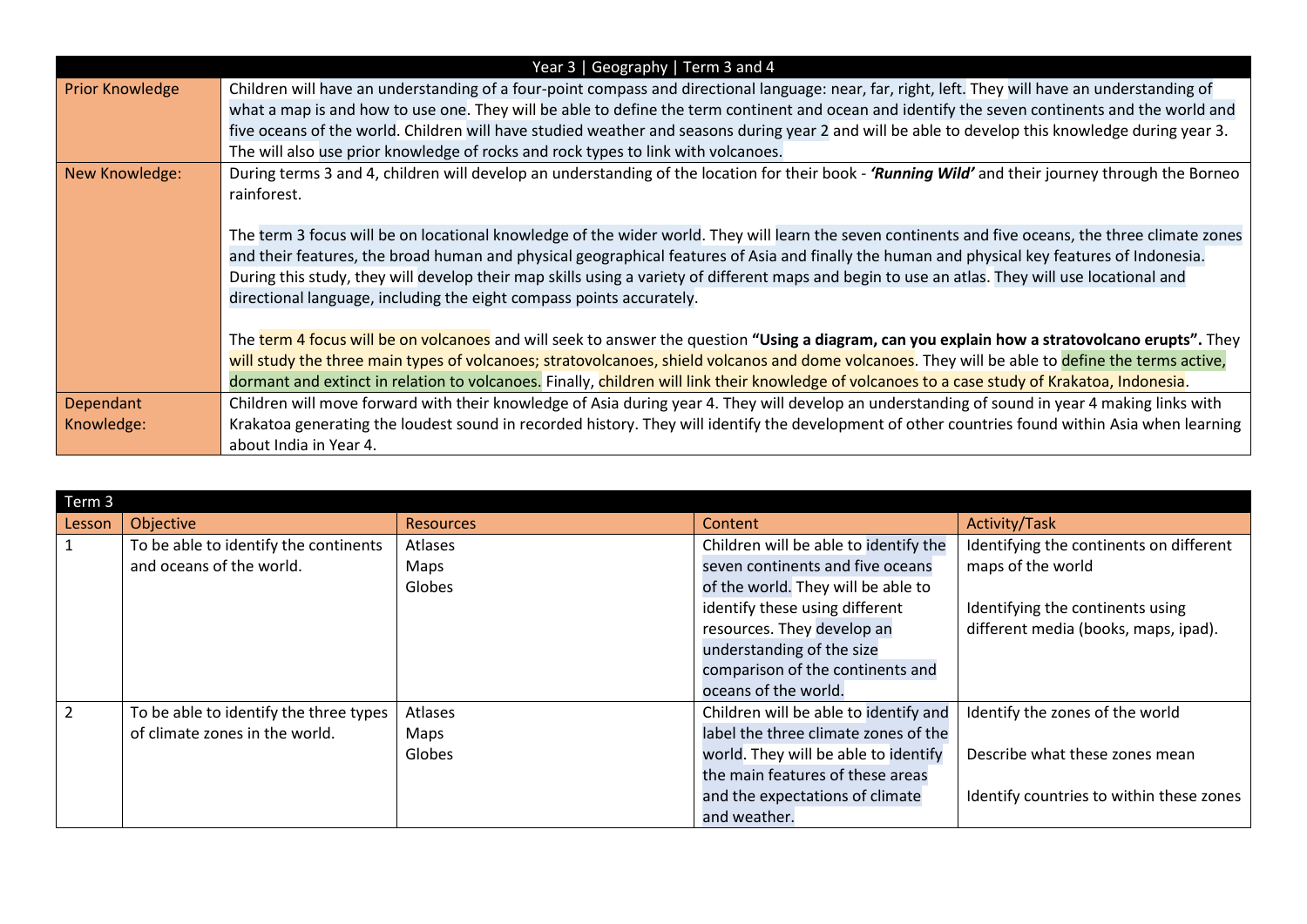| Year 3 \| Geography \| Term 3 and 4 | |
|---|---|
| Prior Knowledge | Children will have an understanding of a four-point compass and directional language: near, far, right, left. They will have an understanding of what a map is and how to use one. They will be able to define the term continent and ocean and identify the seven continents and the world and five oceans of the world. Children will have studied weather and seasons during year 2 and will be able to develop this knowledge during year 3. The will also use prior knowledge of rocks and rock types to link with volcanoes. |
| New Knowledge: | During terms 3 and 4, children will develop an understanding of the location for their book - ***'Running Wild'*** and their journey through the Borneo rainforest.<br><br>The term 3 focus will be on locational knowledge of the wider world. They will learn the seven continents and five oceans, the three climate zones and their features, the broad human and physical geographical features of Asia and finally the human and physical key features of Indonesia. During this study, they will develop their map skills using a variety of different maps and begin to use an atlas. They will use locational and directional language, including the eight compass points accurately.<br><br>The term 4 focus will be on volcanoes and will seek to answer the question **"Using a diagram, can you explain how a stratovolcano erupts".** They will study the three main types of volcanoes; stratovolcanoes, shield volcanos and dome volcanoes. They will be able to define the terms active, dormant and extinct in relation to volcanoes. Finally, children will link their knowledge of volcanoes to a case study of Krakatoa, Indonesia. |
| Dependant Knowledge: | Children will move forward with their knowledge of Asia during year 4. They will develop an understanding of sound in year 4 making links with Krakatoa generating the loudest sound in recorded history. They will identify the development of other countries found within Asia when learning about India in Year 4. |

| Term 3 | | | | |
|---|---|---|---|---|
| Lesson | Objective | Resources | Content | Activity/Task |
| 1 | To be able to identify the continents and oceans of the world. | Atlases<br>Maps<br>Globes | Children will be able to identify the seven continents and five oceans of the world. They will be able to identify these using different resources. They develop an understanding of the size comparison of the continents and oceans of the world. | Identifying the continents on different maps of the world<br><br>Identifying the continents using different media (books, maps, ipad). |
| 2 | To be able to identify the three types of climate zones in the world. | Atlases<br>Maps<br>Globes | Children will be able to identify and label the three climate zones of the world. They will be able to identify the main features of these areas and the expectations of climate and weather. | Identify the zones of the world<br><br>Describe what these zones mean<br><br>Identify countries to within these zones |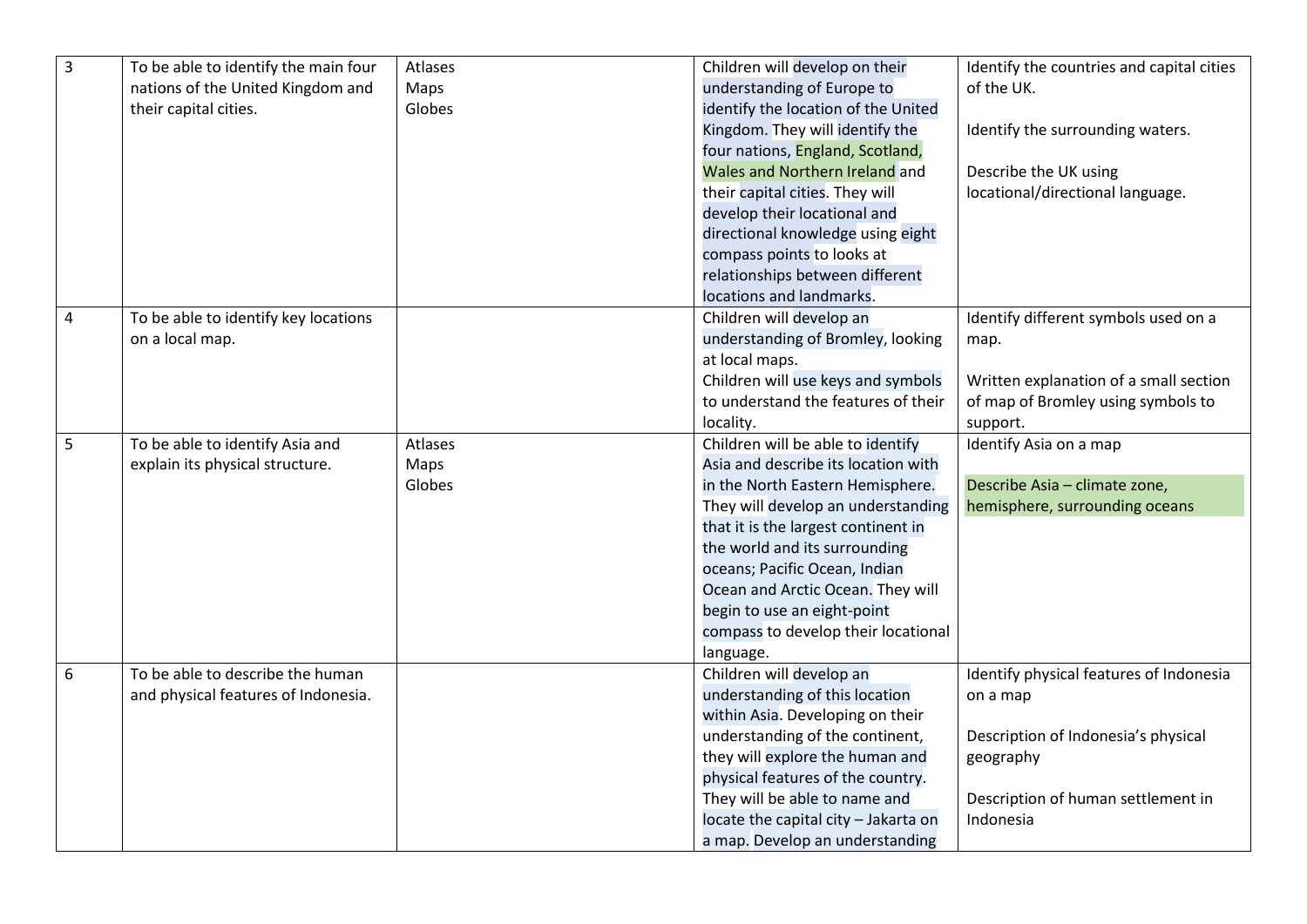| 3 | To be able to identify the main four nations of the United Kingdom and their capital cities. | Atlases<br>Maps<br>Globes | Children will develop on their understanding of Europe to identify the location of the United Kingdom. They will identify the four nations, England, Scotland, Wales and Northern Ireland and their capital cities. They will develop their locational and directional knowledge using eight compass points to looks at relationships between different locations and landmarks. | Identify the countries and capital cities of the UK.<br><br>Identify the surrounding waters.<br><br>Describe the UK using locational/directional language. |
|---|---|---|---|---|
| 4 | To be able to identify key locations on a local map. | | Children will develop an understanding of Bromley, looking at local maps.<br>Children will use keys and symbols to understand the features of their locality. | Identify different symbols used on a map.<br><br>Written explanation of a small section of map of Bromley using symbols to support. |
| 5 | To be able to identify Asia and explain its physical structure. | Atlases<br>Maps<br>Globes | Children will be able to identify Asia and describe its location with in the North Eastern Hemisphere. They will develop an understanding that it is the largest continent in the world and its surrounding oceans; Pacific Ocean, Indian Ocean and Arctic Ocean. They will begin to use an eight-point compass to develop their locational language. | Identify Asia on a map<br><br>Describe Asia – climate zone, hemisphere, surrounding oceans |
| 6 | To be able to describe the human and physical features of Indonesia. | | Children will develop an understanding of this location within Asia. Developing on their understanding of the continent, they will explore the human and physical features of the country. They will be able to name and locate the capital city – Jakarta on a map. Develop an understanding | Identify physical features of Indonesia on a map<br><br>Description of Indonesia's physical geography<br><br>Description of human settlement in Indonesia |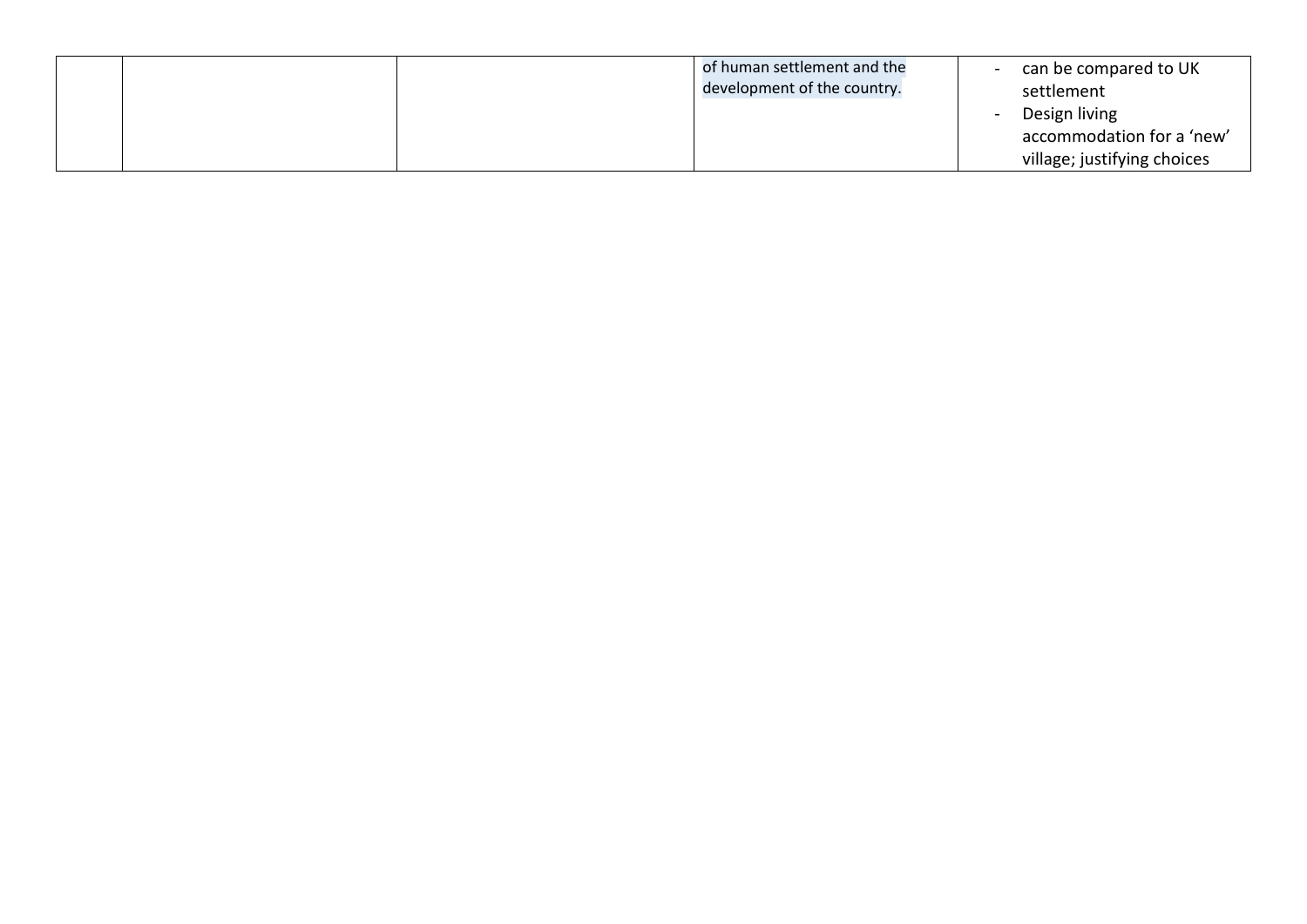| | | | | |
|---|---|---|---|---|
| | | | of human settlement and the development of the country. | - can be compared to UK settlement<br>- Design living accommodation for a 'new' village; justifying choices |